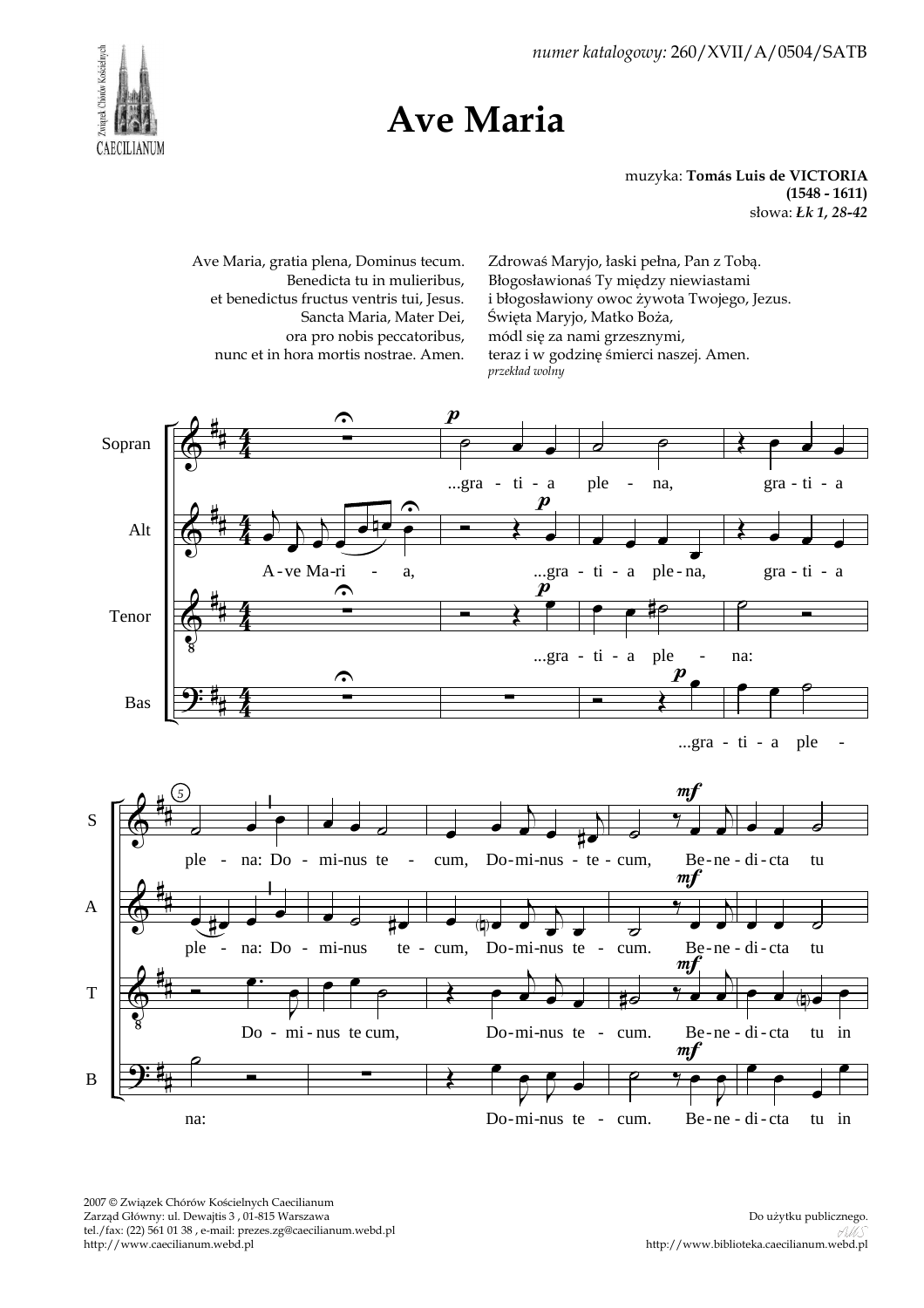*numer katalogowy:* 260/XVII/A/0504/SATB

# Ave Maria

muzyka: **Tomás Luis de VICTORIA**
**(1548 - 1611)**
słowa: ***Łk 1, 28-42***

Ave Maria, gratia plena, Dominus tecum.
Benedicta tu in mulieribus,
et benedictus fructus ventris tui, Jesus.
Sancta Maria, Mater Dei,
ora pro nobis peccatoribus,
nunc et in hora mortis nostrae. Amen.

Zdrowaś Maryjo, łaski pełna, Pan z Tobą.
Błogosławionaś Ty między niewiastami
i błogosławiony owoc żywota Twojego, Jezus.
Święta Maryjo, Matko Boża,
módl się za nami grzesznymi,
teraz i w godzinę śmierci naszej. Amen.
*przekład wolny*

2007 © Związek Chórów Kościelnych Caecilianum
Zarząd Główny: ul. Dewajtis 3 , 01-815 Warszawa
tel./fax: (22) 561 01 38 , e-mail: prezes.zg@caecilianum.webd.pl
http://www.caecilianum.webd.pl

Do użytku publicznego.
http://www.biblioteka.caecilianum.webd.pl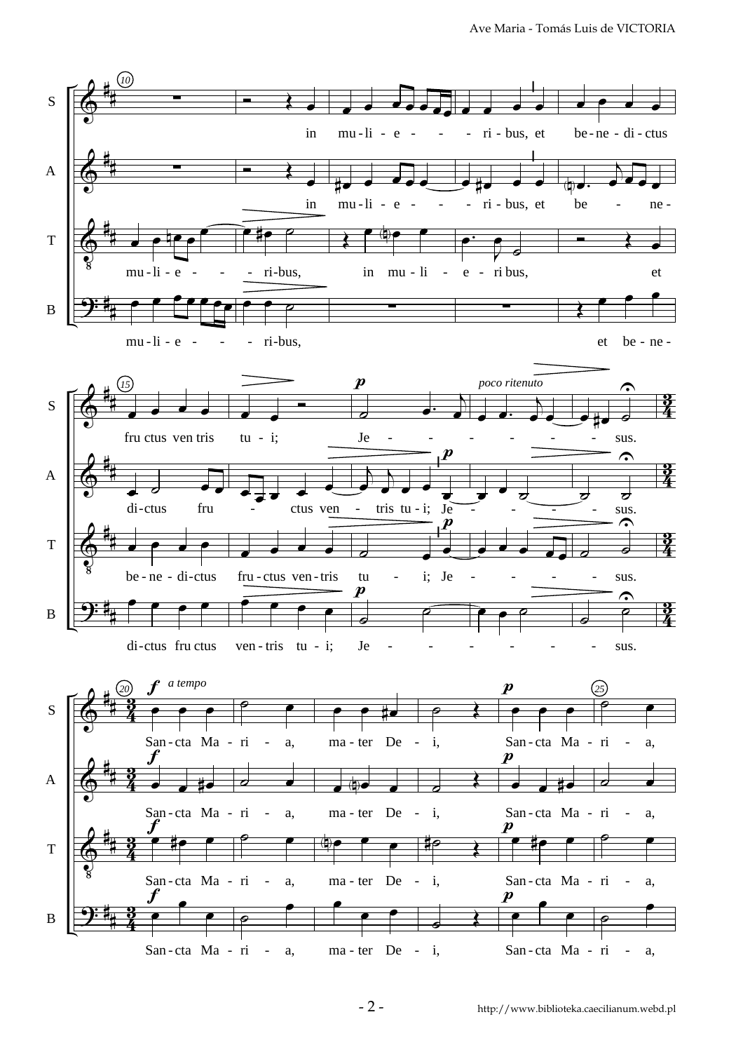**S:** in mu-li-e - - - - ri-bus, et be-ne-di-ctus fru ctus ven tris tu - i; Je - - - - - - - sus.

**A:** in mu-li-e - - - - ri-bus, et be - ne-di-ctus fru - ctus ven - tris tu-i; Je - - - - - sus.

**T:** mu-li-e - - - - ri-bus, in mu-li - e - ri bus, et be-ne-di-ctus fru-ctus ven-tris tu - i; Je - - - - - sus.

**B:** mu-li-e - - - - ri-bus, et be-ne-dictus fru ctus ven-tris tu-i; Je - - - - - - - sus.

*poco ritenuto*

*a tempo*

**S:** San-cta Ma-ri - a, ma-ter De - i, San-cta Ma-ri - a,

**A:** San-cta Ma-ri - a, ma-ter De - i, San-cta Ma-ri - a,

**T:** San-cta Ma-ri - a, ma-ter De - i, San-cta Ma-ri - a,

**B:** San-cta Ma-ri - a, ma-ter De - i, San-cta Ma-ri - a,